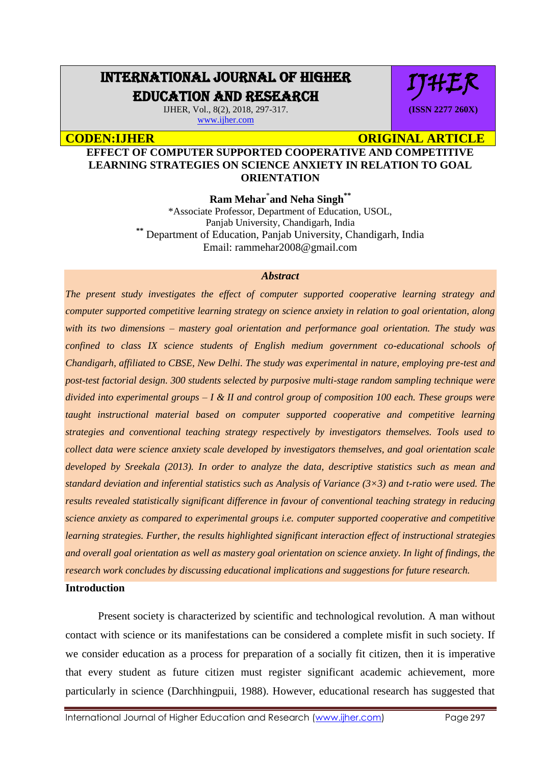# EFFECT OF COMPUTER SUPPORTED COOPERATIVE AND COMPETITIVE LEARNING STRATEGIES ON SCIENCE ANXIETY IN RELATION TO GOAL ORIENTATION

**Ram Mehar[*] and Neha Singh[**]**

*Associate Professor, Department of Education, USOL, Panjab University, Chandigarh, India

[**] Department of Education, Panjab University, Chandigarh, India

Email: rammehar2008@gmail.com

### *Abstract*

*The present study investigates the effect of computer supported cooperative learning strategy and computer supported competitive learning strategy on science anxiety in relation to goal orientation, along with its two dimensions – mastery goal orientation and performance goal orientation. The study was confined to class IX science students of English medium government co-educational schools of Chandigarh, affiliated to CBSE, New Delhi. The study was experimental in nature, employing pre-test and post-test factorial design. 300 students selected by purposive multi-stage random sampling technique were divided into experimental groups – I & II and control group of composition 100 each. These groups were taught instructional material based on computer supported cooperative and competitive learning strategies and conventional teaching strategy respectively by investigators themselves. Tools used to collect data were science anxiety scale developed by investigators themselves, and goal orientation scale developed by Sreekala (2013). In order to analyze the data, descriptive statistics such as mean and standard deviation and inferential statistics such as Analysis of Variance (3×3) and t-ratio were used. The results revealed statistically significant difference in favour of conventional teaching strategy in reducing science anxiety as compared to experimental groups i.e. computer supported cooperative and competitive learning strategies. Further, the results highlighted significant interaction effect of instructional strategies and overall goal orientation as well as mastery goal orientation on science anxiety. In light of findings, the research work concludes by discussing educational implications and suggestions for future research.*

## Introduction

Present society is characterized by scientific and technological revolution. A man without contact with science or its manifestations can be considered a complete misfit in such society. If we consider education as a process for preparation of a socially fit citizen, then it is imperative that every student as future citizen must register significant academic achievement, more particularly in science (Darchhingpuii, 1988). However, educational research has suggested that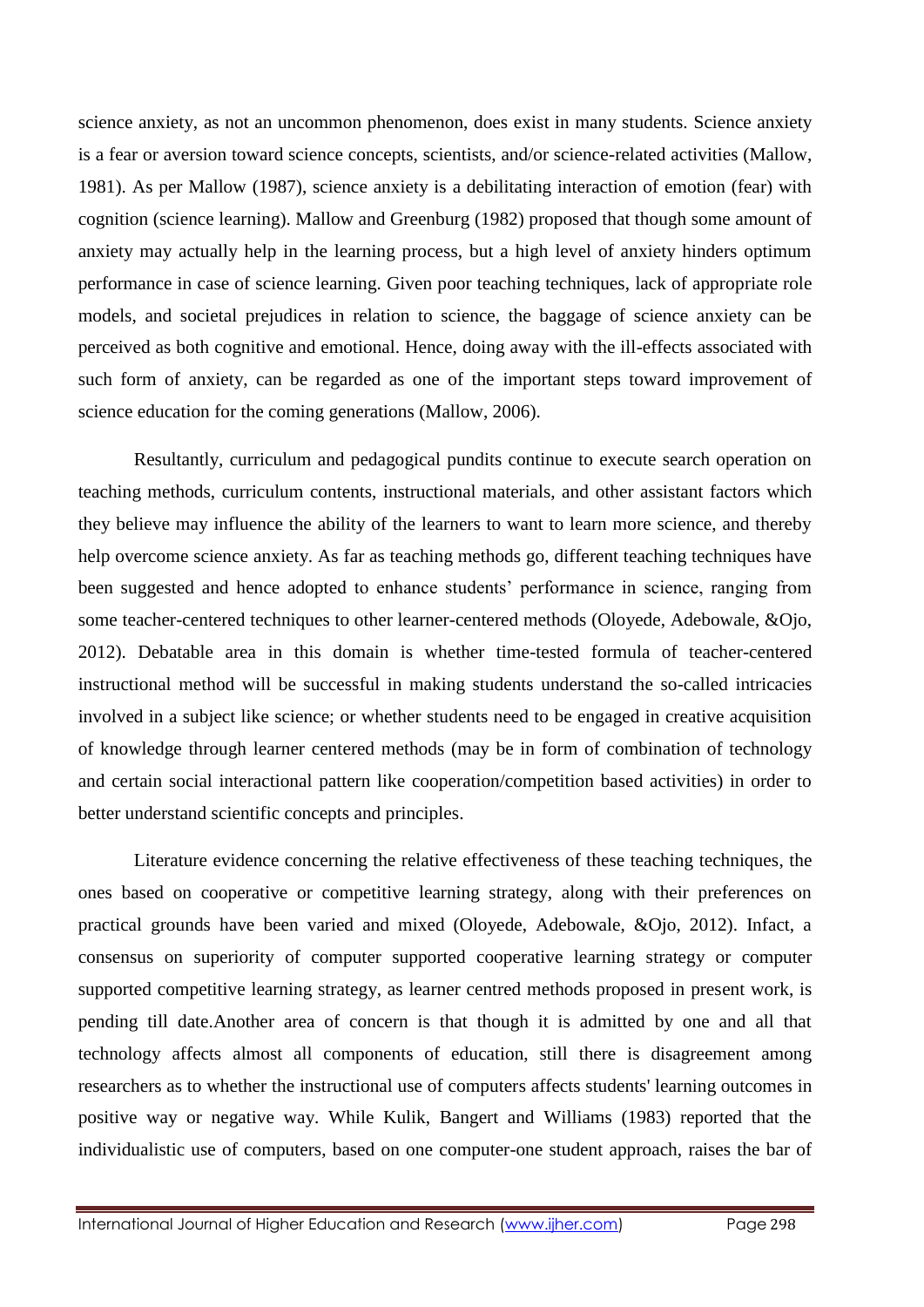science anxiety, as not an uncommon phenomenon, does exist in many students. Science anxiety is a fear or aversion toward science concepts, scientists, and/or science-related activities (Mallow, 1981). As per Mallow (1987), science anxiety is a debilitating interaction of emotion (fear) with cognition (science learning). Mallow and Greenburg (1982) proposed that though some amount of anxiety may actually help in the learning process, but a high level of anxiety hinders optimum performance in case of science learning. Given poor teaching techniques, lack of appropriate role models, and societal prejudices in relation to science, the baggage of science anxiety can be perceived as both cognitive and emotional. Hence, doing away with the ill-effects associated with such form of anxiety, can be regarded as one of the important steps toward improvement of science education for the coming generations (Mallow, 2006).

Resultantly, curriculum and pedagogical pundits continue to execute search operation on teaching methods, curriculum contents, instructional materials, and other assistant factors which they believe may influence the ability of the learners to want to learn more science, and thereby help overcome science anxiety. As far as teaching methods go, different teaching techniques have been suggested and hence adopted to enhance students' performance in science, ranging from some teacher-centered techniques to other learner-centered methods (Oloyede, Adebowale, &Ojo, 2012). Debatable area in this domain is whether time-tested formula of teacher-centered instructional method will be successful in making students understand the so-called intricacies involved in a subject like science; or whether students need to be engaged in creative acquisition of knowledge through learner centered methods (may be in form of combination of technology and certain social interactional pattern like cooperation/competition based activities) in order to better understand scientific concepts and principles.

Literature evidence concerning the relative effectiveness of these teaching techniques, the ones based on cooperative or competitive learning strategy, along with their preferences on practical grounds have been varied and mixed (Oloyede, Adebowale, &Ojo, 2012). Infact, a consensus on superiority of computer supported cooperative learning strategy or computer supported competitive learning strategy, as learner centred methods proposed in present work, is pending till date.Another area of concern is that though it is admitted by one and all that technology affects almost all components of education, still there is disagreement among researchers as to whether the instructional use of computers affects students' learning outcomes in positive way or negative way. While Kulik, Bangert and Williams (1983) reported that the individualistic use of computers, based on one computer-one student approach, raises the bar of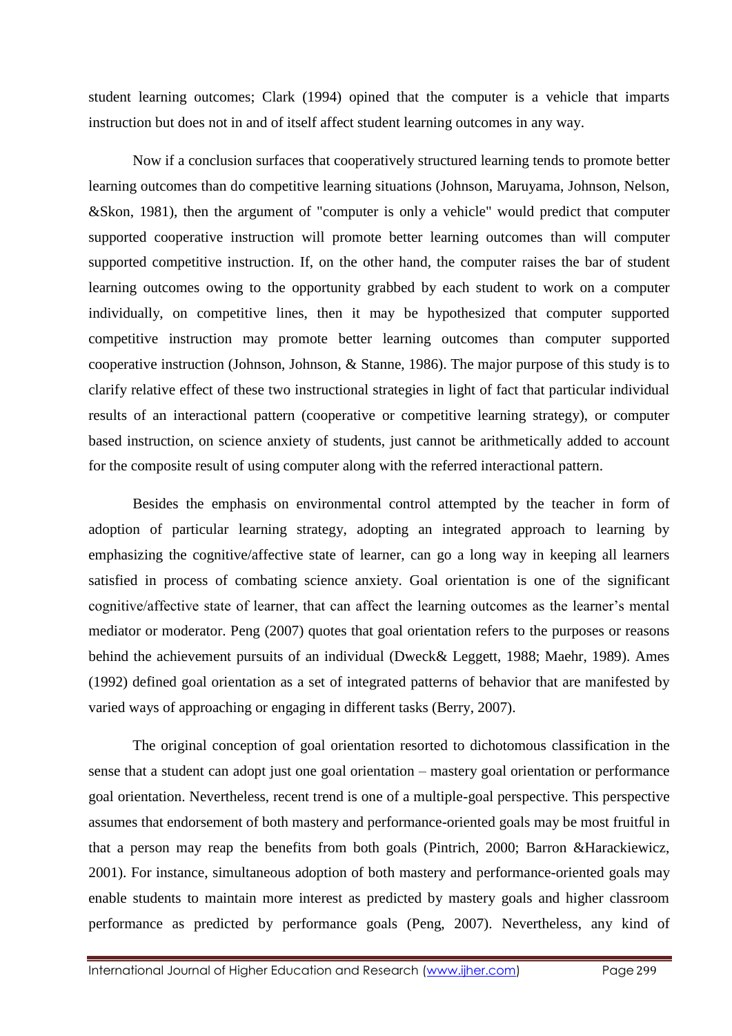student learning outcomes; Clark (1994) opined that the computer is a vehicle that imparts instruction but does not in and of itself affect student learning outcomes in any way.

Now if a conclusion surfaces that cooperatively structured learning tends to promote better learning outcomes than do competitive learning situations (Johnson, Maruyama, Johnson, Nelson, &Skon, 1981), then the argument of "computer is only a vehicle" would predict that computer supported cooperative instruction will promote better learning outcomes than will computer supported competitive instruction. If, on the other hand, the computer raises the bar of student learning outcomes owing to the opportunity grabbed by each student to work on a computer individually, on competitive lines, then it may be hypothesized that computer supported competitive instruction may promote better learning outcomes than computer supported cooperative instruction (Johnson, Johnson, & Stanne, 1986). The major purpose of this study is to clarify relative effect of these two instructional strategies in light of fact that particular individual results of an interactional pattern (cooperative or competitive learning strategy), or computer based instruction, on science anxiety of students, just cannot be arithmetically added to account for the composite result of using computer along with the referred interactional pattern.

Besides the emphasis on environmental control attempted by the teacher in form of adoption of particular learning strategy, adopting an integrated approach to learning by emphasizing the cognitive/affective state of learner, can go a long way in keeping all learners satisfied in process of combating science anxiety. Goal orientation is one of the significant cognitive/affective state of learner, that can affect the learning outcomes as the learner's mental mediator or moderator. Peng (2007) quotes that goal orientation refers to the purposes or reasons behind the achievement pursuits of an individual (Dweck& Leggett, 1988; Maehr, 1989). Ames (1992) defined goal orientation as a set of integrated patterns of behavior that are manifested by varied ways of approaching or engaging in different tasks (Berry, 2007).

The original conception of goal orientation resorted to dichotomous classification in the sense that a student can adopt just one goal orientation – mastery goal orientation or performance goal orientation. Nevertheless, recent trend is one of a multiple-goal perspective. This perspective assumes that endorsement of both mastery and performance-oriented goals may be most fruitful in that a person may reap the benefits from both goals (Pintrich, 2000; Barron &Harackiewicz, 2001). For instance, simultaneous adoption of both mastery and performance-oriented goals may enable students to maintain more interest as predicted by mastery goals and higher classroom performance as predicted by performance goals (Peng, 2007). Nevertheless, any kind of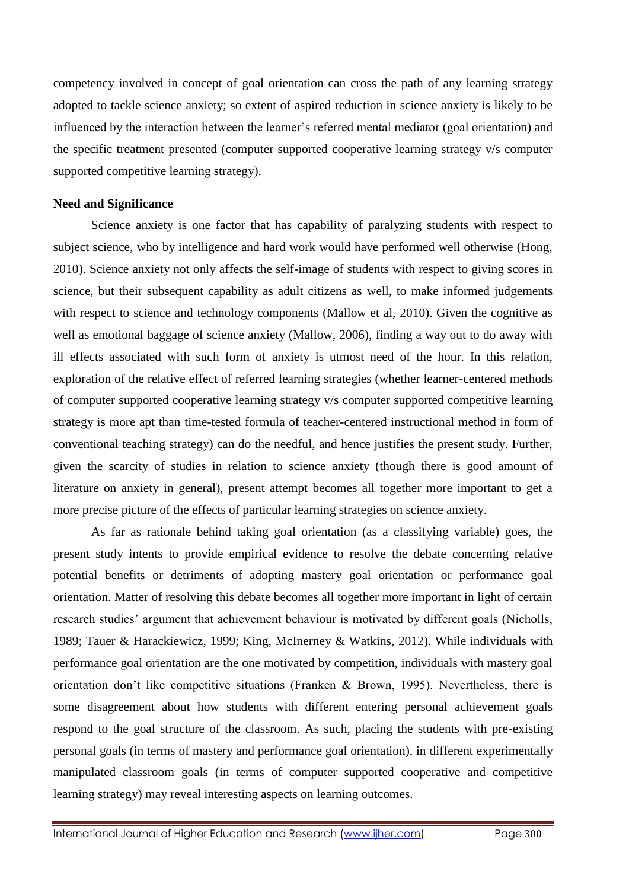competency involved in concept of goal orientation can cross the path of any learning strategy adopted to tackle science anxiety; so extent of aspired reduction in science anxiety is likely to be influenced by the interaction between the learner's referred mental mediator (goal orientation) and the specific treatment presented (computer supported cooperative learning strategy v/s computer supported competitive learning strategy).

**Need and Significance**

Science anxiety is one factor that has capability of paralyzing students with respect to subject science, who by intelligence and hard work would have performed well otherwise (Hong, 2010). Science anxiety not only affects the self-image of students with respect to giving scores in science, but their subsequent capability as adult citizens as well, to make informed judgements with respect to science and technology components (Mallow et al, 2010). Given the cognitive as well as emotional baggage of science anxiety (Mallow, 2006), finding a way out to do away with ill effects associated with such form of anxiety is utmost need of the hour. In this relation, exploration of the relative effect of referred learning strategies (whether learner-centered methods of computer supported cooperative learning strategy v/s computer supported competitive learning strategy is more apt than time-tested formula of teacher-centered instructional method in form of conventional teaching strategy) can do the needful, and hence justifies the present study. Further, given the scarcity of studies in relation to science anxiety (though there is good amount of literature on anxiety in general), present attempt becomes all together more important to get a more precise picture of the effects of particular learning strategies on science anxiety.

As far as rationale behind taking goal orientation (as a classifying variable) goes, the present study intents to provide empirical evidence to resolve the debate concerning relative potential benefits or detriments of adopting mastery goal orientation or performance goal orientation. Matter of resolving this debate becomes all together more important in light of certain research studies' argument that achievement behaviour is motivated by different goals (Nicholls, 1989; Tauer & Harackiewicz, 1999; King, McInerney & Watkins, 2012). While individuals with performance goal orientation are the one motivated by competition, individuals with mastery goal orientation don't like competitive situations (Franken & Brown, 1995). Nevertheless, there is some disagreement about how students with different entering personal achievement goals respond to the goal structure of the classroom. As such, placing the students with pre-existing personal goals (in terms of mastery and performance goal orientation), in different experimentally manipulated classroom goals (in terms of computer supported cooperative and competitive learning strategy) may reveal interesting aspects on learning outcomes.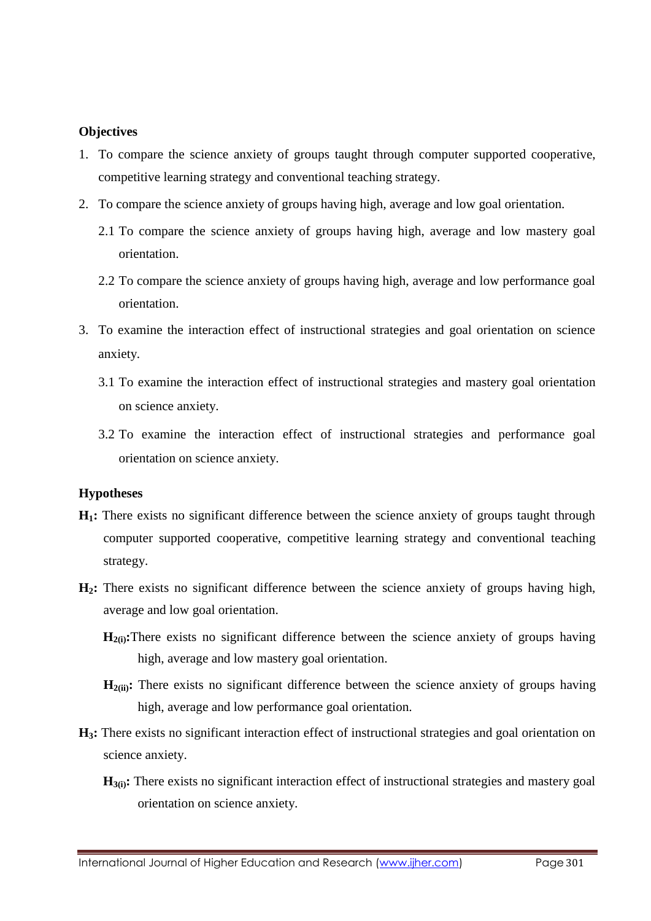**Objectives**

1. To compare the science anxiety of groups taught through computer supported cooperative, competitive learning strategy and conventional teaching strategy.
2. To compare the science anxiety of groups having high, average and low goal orientation.
   2.1 To compare the science anxiety of groups having high, average and low mastery goal orientation.
   2.2 To compare the science anxiety of groups having high, average and low performance goal orientation.
3. To examine the interaction effect of instructional strategies and goal orientation on science anxiety.
   3.1 To examine the interaction effect of instructional strategies and mastery goal orientation on science anxiety.
   3.2 To examine the interaction effect of instructional strategies and performance goal orientation on science anxiety.

**Hypotheses**

**$H_1$:** There exists no significant difference between the science anxiety of groups taught through computer supported cooperative, competitive learning strategy and conventional teaching strategy.

**$H_2$:** There exists no significant difference between the science anxiety of groups having high, average and low goal orientation.

**$H_{2(i)}$:** There exists no significant difference between the science anxiety of groups having high, average and low mastery goal orientation.

**$H_{2(ii)}$:** There exists no significant difference between the science anxiety of groups having high, average and low performance goal orientation.

**$H_3$:** There exists no significant interaction effect of instructional strategies and goal orientation on science anxiety.

**$H_{3(i)}$:** There exists no significant interaction effect of instructional strategies and mastery goal orientation on science anxiety.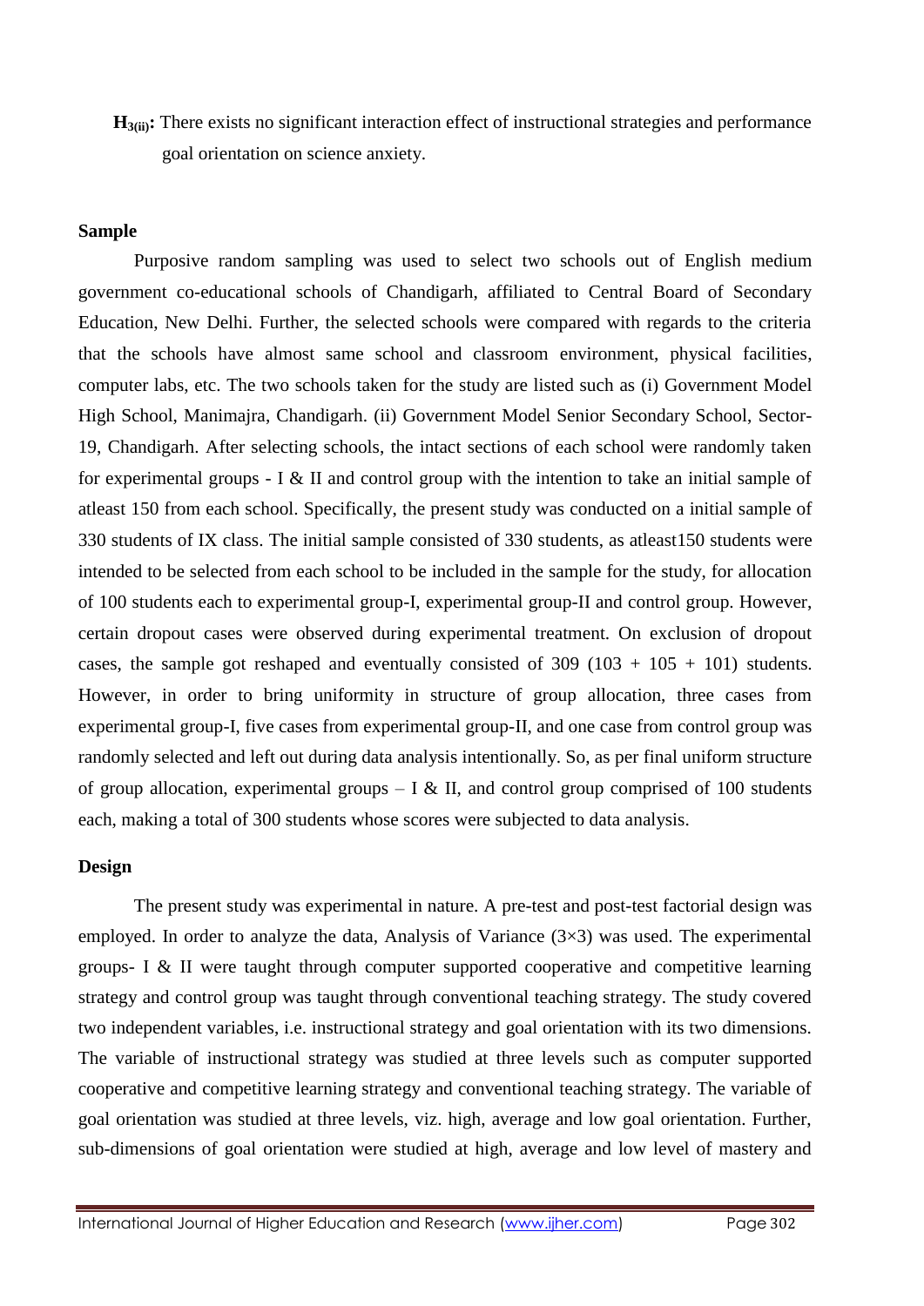**$H_{3(ii)}$:** There exists no significant interaction effect of instructional strategies and performance goal orientation on science anxiety.

### Sample

Purposive random sampling was used to select two schools out of English medium government co-educational schools of Chandigarh, affiliated to Central Board of Secondary Education, New Delhi. Further, the selected schools were compared with regards to the criteria that the schools have almost same school and classroom environment, physical facilities, computer labs, etc. The two schools taken for the study are listed such as (i) Government Model High School, Manimajra, Chandigarh. (ii) Government Model Senior Secondary School, Sector-19, Chandigarh. After selecting schools, the intact sections of each school were randomly taken for experimental groups - I & II and control group with the intention to take an initial sample of atleast 150 from each school. Specifically, the present study was conducted on a initial sample of 330 students of IX class. The initial sample consisted of 330 students, as atleast150 students were intended to be selected from each school to be included in the sample for the study, for allocation of 100 students each to experimental group-I, experimental group-II and control group. However, certain dropout cases were observed during experimental treatment. On exclusion of dropout cases, the sample got reshaped and eventually consisted of 309 (103 + 105 + 101) students. However, in order to bring uniformity in structure of group allocation, three cases from experimental group-I, five cases from experimental group-II, and one case from control group was randomly selected and left out during data analysis intentionally. So, as per final uniform structure of group allocation, experimental groups – I & II, and control group comprised of 100 students each, making a total of 300 students whose scores were subjected to data analysis.

### Design

The present study was experimental in nature. A pre-test and post-test factorial design was employed. In order to analyze the data, Analysis of Variance (3×3) was used. The experimental groups- I & II were taught through computer supported cooperative and competitive learning strategy and control group was taught through conventional teaching strategy. The study covered two independent variables, i.e. instructional strategy and goal orientation with its two dimensions. The variable of instructional strategy was studied at three levels such as computer supported cooperative and competitive learning strategy and conventional teaching strategy. The variable of goal orientation was studied at three levels, viz. high, average and low goal orientation. Further, sub-dimensions of goal orientation were studied at high, average and low level of mastery and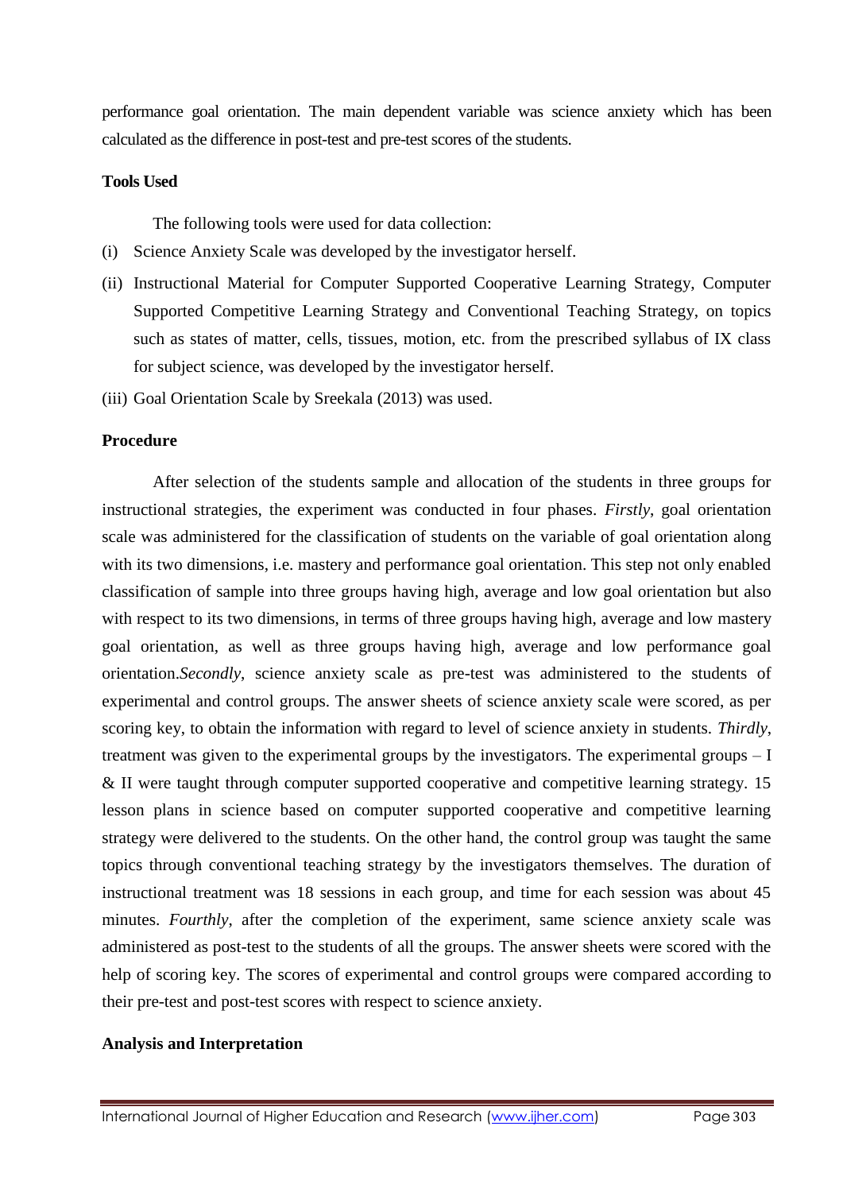performance goal orientation. The main dependent variable was science anxiety which has been calculated as the difference in post-test and pre-test scores of the students.

**Tools Used**

The following tools were used for data collection:

(i) Science Anxiety Scale was developed by the investigator herself.

(ii) Instructional Material for Computer Supported Cooperative Learning Strategy, Computer Supported Competitive Learning Strategy and Conventional Teaching Strategy, on topics such as states of matter, cells, tissues, motion, etc. from the prescribed syllabus of IX class for subject science, was developed by the investigator herself.

(iii) Goal Orientation Scale by Sreekala (2013) was used.

**Procedure**

After selection of the students sample and allocation of the students in three groups for instructional strategies, the experiment was conducted in four phases. *Firstly*, goal orientation scale was administered for the classification of students on the variable of goal orientation along with its two dimensions, i.e. mastery and performance goal orientation. This step not only enabled classification of sample into three groups having high, average and low goal orientation but also with respect to its two dimensions, in terms of three groups having high, average and low mastery goal orientation, as well as three groups having high, average and low performance goal orientation.*Secondly*, science anxiety scale as pre-test was administered to the students of experimental and control groups. The answer sheets of science anxiety scale were scored, as per scoring key, to obtain the information with regard to level of science anxiety in students. *Thirdly*, treatment was given to the experimental groups by the investigators. The experimental groups – I & II were taught through computer supported cooperative and competitive learning strategy. 15 lesson plans in science based on computer supported cooperative and competitive learning strategy were delivered to the students. On the other hand, the control group was taught the same topics through conventional teaching strategy by the investigators themselves. The duration of instructional treatment was 18 sessions in each group, and time for each session was about 45 minutes. *Fourthly*, after the completion of the experiment, same science anxiety scale was administered as post-test to the students of all the groups. The answer sheets were scored with the help of scoring key. The scores of experimental and control groups were compared according to their pre-test and post-test scores with respect to science anxiety.

**Analysis and Interpretation**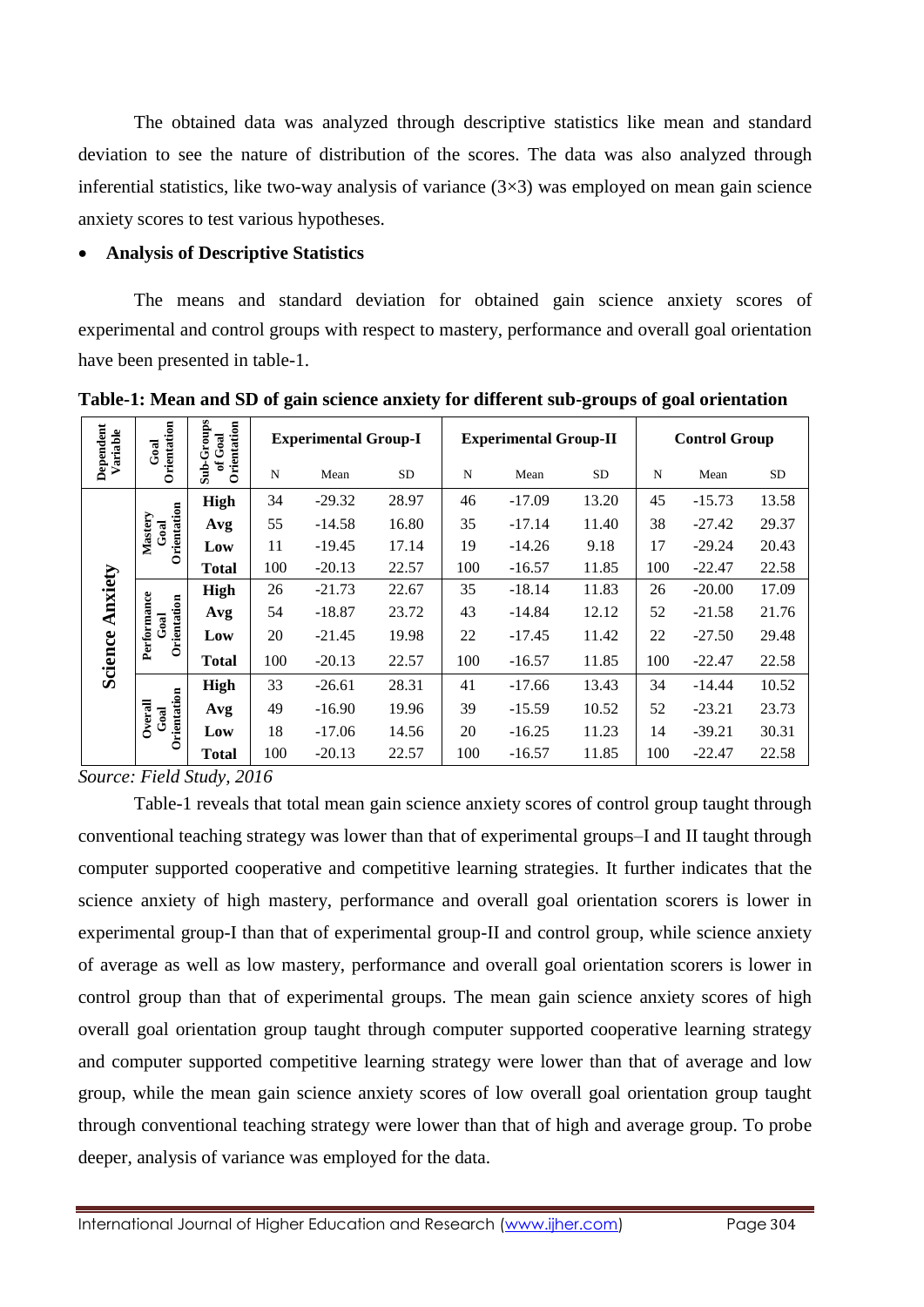The obtained data was analyzed through descriptive statistics like mean and standard deviation to see the nature of distribution of the scores. The data was also analyzed through inferential statistics, like two-way analysis of variance (3×3) was employed on mean gain science anxiety scores to test various hypotheses.

- **Analysis of Descriptive Statistics**

The means and standard deviation for obtained gain science anxiety scores of experimental and control groups with respect to mastery, performance and overall goal orientation have been presented in table-1.

**Table-1: Mean and SD of gain science anxiety for different sub-groups of goal orientation**

| Dependent Variable | Goal Orientation | Sub-Groups of Goal Orientation | Experimental Group-I | | | Experimental Group-II | | | Control Group | | |
|---|---|---|---|---|---|---|---|---|---|---|---|
| | | | N | Mean | SD | N | Mean | SD | N | Mean | SD |
| Science Anxiety | Mastery Goal Orientation | **High** | 34 | -29.32 | 28.97 | 46 | -17.09 | 13.20 | 45 | -15.73 | 13.58 |
| | | **Avg** | 55 | -14.58 | 16.80 | 35 | -17.14 | 11.40 | 38 | -27.42 | 29.37 |
| | | **Low** | 11 | -19.45 | 17.14 | 19 | -14.26 | 9.18 | 17 | -29.24 | 20.43 |
| | | **Total** | 100 | -20.13 | 22.57 | 100 | -16.57 | 11.85 | 100 | -22.47 | 22.58 |
| | Performance Goal Orientation | **High** | 26 | -21.73 | 22.67 | 35 | -18.14 | 11.83 | 26 | -20.00 | 17.09 |
| | | **Avg** | 54 | -18.87 | 23.72 | 43 | -14.84 | 12.12 | 52 | -21.58 | 21.76 |
| | | **Low** | 20 | -21.45 | 19.98 | 22 | -17.45 | 11.42 | 22 | -27.50 | 29.48 |
| | | **Total** | 100 | -20.13 | 22.57 | 100 | -16.57 | 11.85 | 100 | -22.47 | 22.58 |
| | Overall Goal Orientation | **High** | 33 | -26.61 | 28.31 | 41 | -17.66 | 13.43 | 34 | -14.44 | 10.52 |
| | | **Avg** | 49 | -16.90 | 19.96 | 39 | -15.59 | 10.52 | 52 | -23.21 | 23.73 |
| | | **Low** | 18 | -17.06 | 14.56 | 20 | -16.25 | 11.23 | 14 | -39.21 | 30.31 |
| | | **Total** | 100 | -20.13 | 22.57 | 100 | -16.57 | 11.85 | 100 | -22.47 | 22.58 |

*Source: Field Study, 2016*

Table-1 reveals that total mean gain science anxiety scores of control group taught through conventional teaching strategy was lower than that of experimental groups–I and II taught through computer supported cooperative and competitive learning strategies. It further indicates that the science anxiety of high mastery, performance and overall goal orientation scorers is lower in experimental group-I than that of experimental group-II and control group, while science anxiety of average as well as low mastery, performance and overall goal orientation scorers is lower in control group than that of experimental groups. The mean gain science anxiety scores of high overall goal orientation group taught through computer supported cooperative learning strategy and computer supported competitive learning strategy were lower than that of average and low group, while the mean gain science anxiety scores of low overall goal orientation group taught through conventional teaching strategy were lower than that of high and average group. To probe deeper, analysis of variance was employed for the data.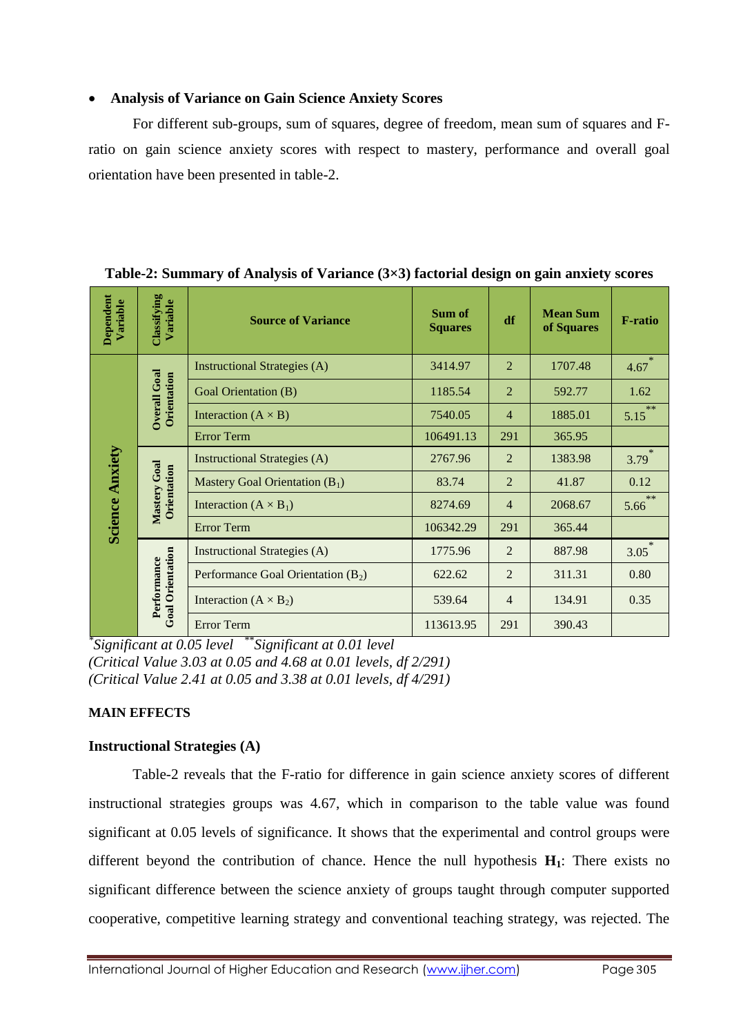- **Analysis of Variance on Gain Science Anxiety Scores**

For different sub-groups, sum of squares, degree of freedom, mean sum of squares and F-ratio on gain science anxiety scores with respect to mastery, performance and overall goal orientation have been presented in table-2.

**Table-2: Summary of Analysis of Variance (3×3) factorial design on gain anxiety scores**

| Dependent Variable | Classifying Variable | Source of Variance | Sum of Squares | df | Mean Sum of Squares | F-ratio |
|---|---|---|---|---|---|---|
| Science Anxiety | Overall Goal Orientation | Instructional Strategies (A) | 3414.97 | 2 | 1707.48 | 4.67* |
| | | Goal Orientation (B) | 1185.54 | 2 | 592.77 | 1.62 |
| | | Interaction (A × B) | 7540.05 | 4 | 1885.01 | 5.15** |
| | | Error Term | 106491.13 | 291 | 365.95 | |
| | Mastery Goal Orientation | Instructional Strategies (A) | 2767.96 | 2 | 1383.98 | 3.79* |
| | | Mastery Goal Orientation ($B_1$) | 83.74 | 2 | 41.87 | 0.12 |
| | | Interaction ($A \times B_1$) | 8274.69 | 4 | 2068.67 | 5.66** |
| | | Error Term | 106342.29 | 291 | 365.44 | |
| | Performance Goal Orientation | Instructional Strategies (A) | 1775.96 | 2 | 887.98 | 3.05* |
| | | Performance Goal Orientation ($B_2$) | 622.62 | 2 | 311.31 | 0.80 |
| | | Interaction ($A \times B_2$) | 539.64 | 4 | 134.91 | 0.35 |
| | | Error Term | 113613.95 | 291 | 390.43 | |

*\*Significant at 0.05 level  \*\*Significant at 0.01 level*
*(Critical Value 3.03 at 0.05 and 4.68 at 0.01 levels, df 2/291)*
*(Critical Value 2.41 at 0.05 and 3.38 at 0.01 levels, df 4/291)*

**MAIN EFFECTS**

**Instructional Strategies (A)**

Table-2 reveals that the F-ratio for difference in gain science anxiety scores of different instructional strategies groups was 4.67, which in comparison to the table value was found significant at 0.05 levels of significance. It shows that the experimental and control groups were different beyond the contribution of chance. Hence the null hypothesis $\mathbf{H_1}$: There exists no significant difference between the science anxiety of groups taught through computer supported cooperative, competitive learning strategy and conventional teaching strategy, was rejected. The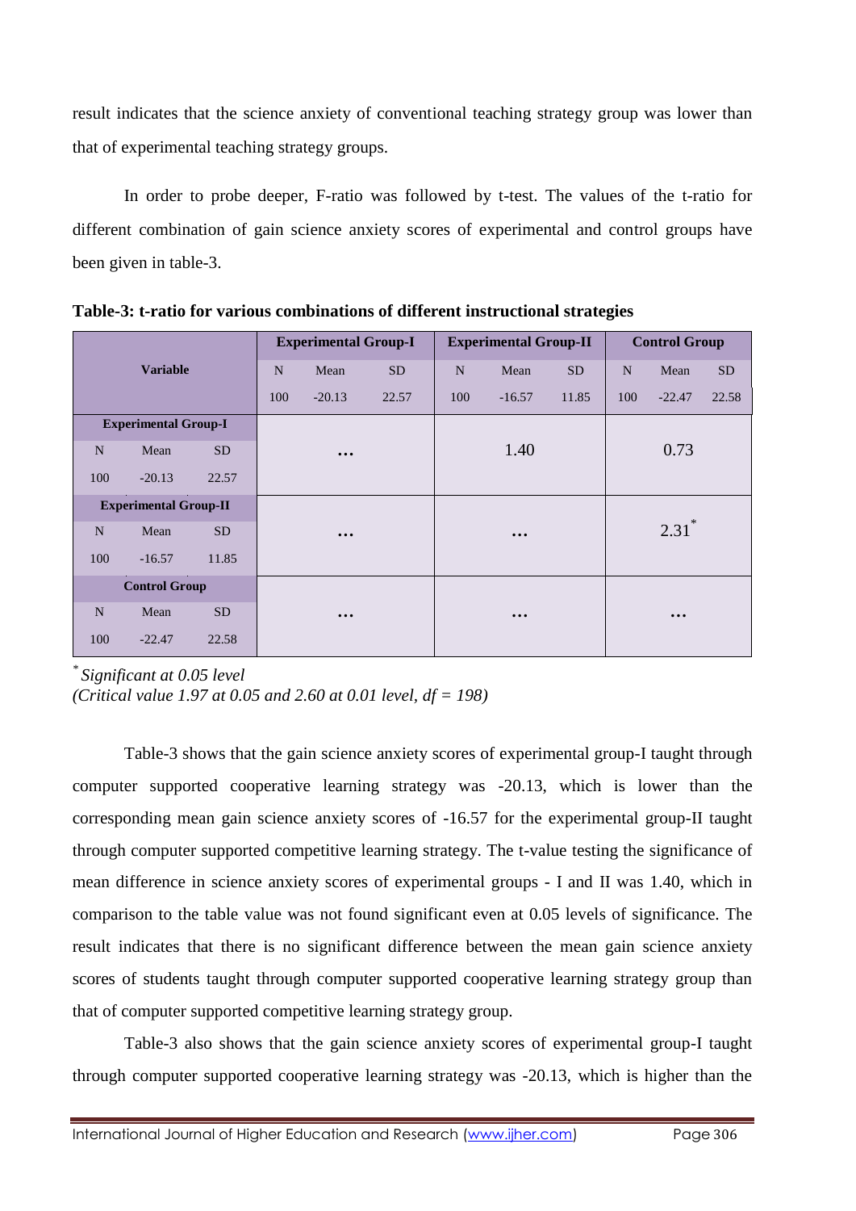result indicates that the science anxiety of conventional teaching strategy group was lower than that of experimental teaching strategy groups.

In order to probe deeper, F-ratio was followed by t-test. The values of the t-ratio for different combination of gain science anxiety scores of experimental and control groups have been given in table-3.

**Table-3: t-ratio for various combinations of different instructional strategies**

| Variable | | | Experimental Group-I | | | Experimental Group-II | | | Control Group | | |
|---|---|---|---|---|---|---|---|---|---|---|---|
| | | | N | Mean | SD | N | Mean | SD | N | Mean | SD |
| | | | 100 | -20.13 | 22.57 | 100 | -16.57 | 11.85 | 100 | -22.47 | 22.58 |
| **Experimental Group-I** | | | | | | | | | | | |
| N | Mean | SD | … | | | 1.40 | | | 0.73 | | |
| 100 | -20.13 | 22.57 | | | | | | | | | |
| **Experimental Group-II** | | | | | | | | | | | |
| N | Mean | SD | … | | | … | | | 2.31* | | |
| 100 | -16.57 | 11.85 | | | | | | | | | |
| **Control Group** | | | | | | | | | | | |
| N | Mean | SD | … | | | … | | | … | | |
| 100 | -22.47 | 22.58 | | | | | | | | | |

* *Significant at 0.05 level*
*(Critical value 1.97 at 0.05 and 2.60 at 0.01 level, df = 198)*

Table-3 shows that the gain science anxiety scores of experimental group-I taught through computer supported cooperative learning strategy was -20.13, which is lower than the corresponding mean gain science anxiety scores of -16.57 for the experimental group-II taught through computer supported competitive learning strategy. The t-value testing the significance of mean difference in science anxiety scores of experimental groups - I and II was 1.40, which in comparison to the table value was not found significant even at 0.05 levels of significance. The result indicates that there is no significant difference between the mean gain science anxiety scores of students taught through computer supported cooperative learning strategy group than that of computer supported competitive learning strategy group.

Table-3 also shows that the gain science anxiety scores of experimental group-I taught through computer supported cooperative learning strategy was -20.13, which is higher than the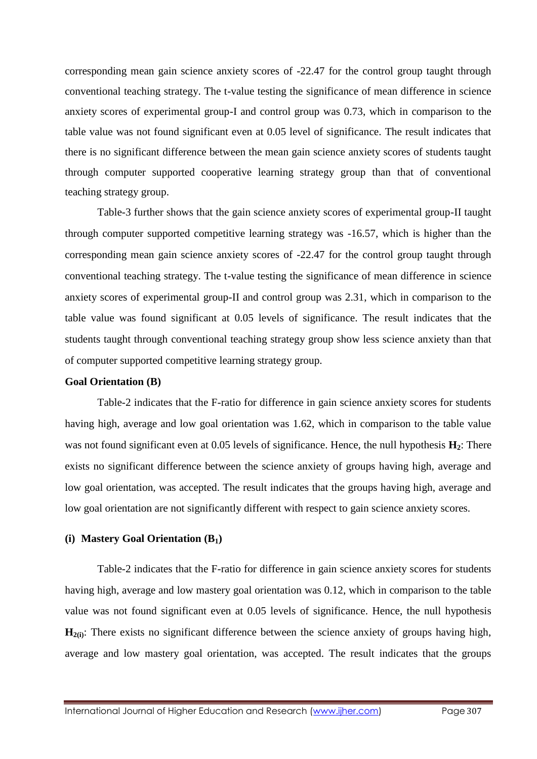corresponding mean gain science anxiety scores of -22.47 for the control group taught through conventional teaching strategy. The t-value testing the significance of mean difference in science anxiety scores of experimental group-I and control group was 0.73, which in comparison to the table value was not found significant even at 0.05 level of significance. The result indicates that there is no significant difference between the mean gain science anxiety scores of students taught through computer supported cooperative learning strategy group than that of conventional teaching strategy group.

Table-3 further shows that the gain science anxiety scores of experimental group-II taught through computer supported competitive learning strategy was -16.57, which is higher than the corresponding mean gain science anxiety scores of -22.47 for the control group taught through conventional teaching strategy. The t-value testing the significance of mean difference in science anxiety scores of experimental group-II and control group was 2.31, which in comparison to the table value was found significant at 0.05 levels of significance. The result indicates that the students taught through conventional teaching strategy group show less science anxiety than that of computer supported competitive learning strategy group.

**Goal Orientation (B)**

Table-2 indicates that the F-ratio for difference in gain science anxiety scores for students having high, average and low goal orientation was 1.62, which in comparison to the table value was not found significant even at 0.05 levels of significance. Hence, the null hypothesis **$H_2$**: There exists no significant difference between the science anxiety of groups having high, average and low goal orientation, was accepted. The result indicates that the groups having high, average and low goal orientation are not significantly different with respect to gain science anxiety scores.

**(i) Mastery Goal Orientation ($B_1$)**

Table-2 indicates that the F-ratio for difference in gain science anxiety scores for students having high, average and low mastery goal orientation was 0.12, which in comparison to the table value was not found significant even at 0.05 levels of significance. Hence, the null hypothesis **$H_{2(i)}$**: There exists no significant difference between the science anxiety of groups having high, average and low mastery goal orientation, was accepted. The result indicates that the groups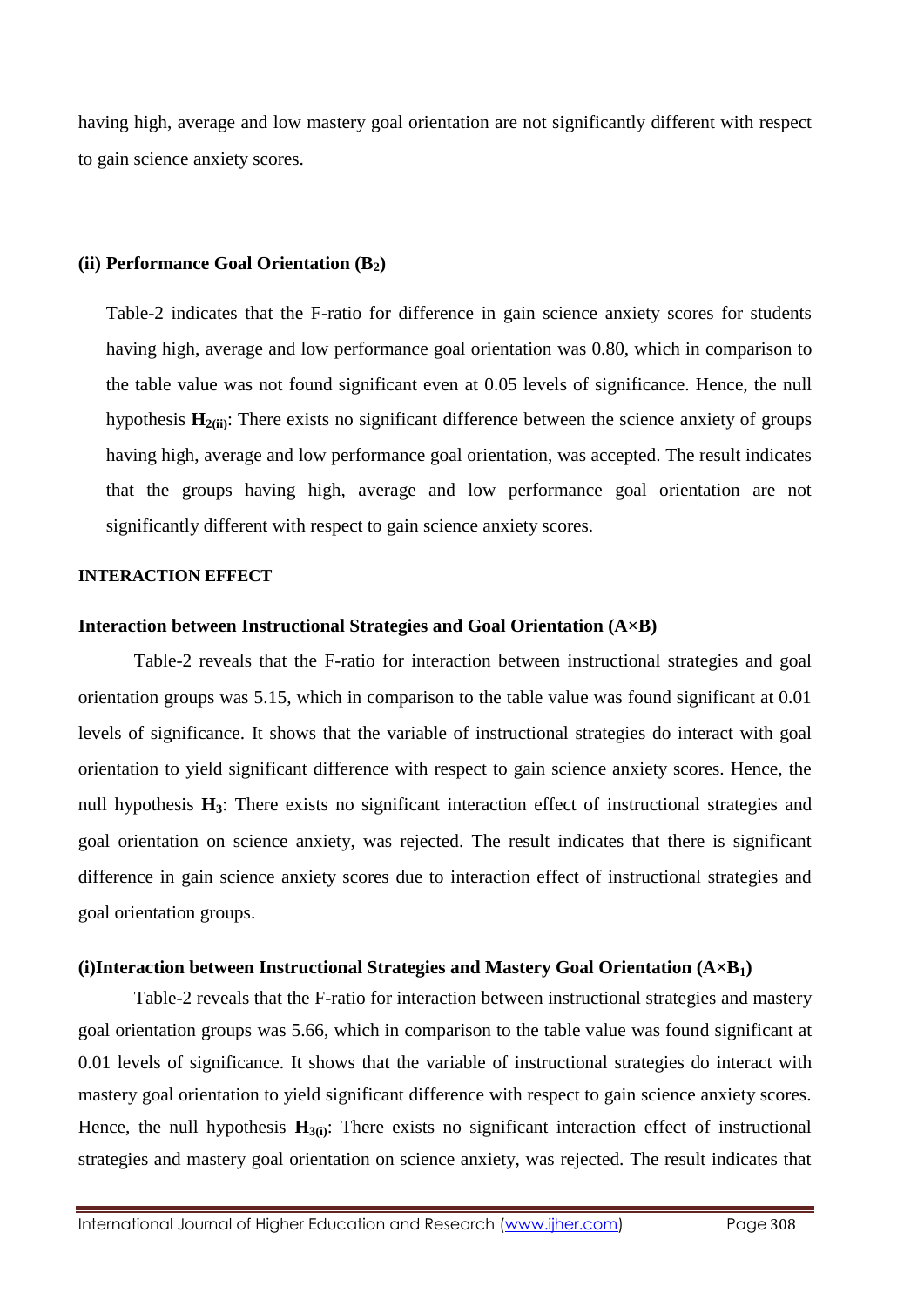having high, average and low mastery goal orientation are not significantly different with respect to gain science anxiety scores.

**(ii) Performance Goal Orientation ($B_2$)**

Table-2 indicates that the F-ratio for difference in gain science anxiety scores for students having high, average and low performance goal orientation was 0.80, which in comparison to the table value was not found significant even at 0.05 levels of significance. Hence, the null hypothesis **$H_{2(ii)}$**: There exists no significant difference between the science anxiety of groups having high, average and low performance goal orientation, was accepted. The result indicates that the groups having high, average and low performance goal orientation are not significantly different with respect to gain science anxiety scores.

#### INTERACTION EFFECT

**Interaction between Instructional Strategies and Goal Orientation (A×B)**

Table-2 reveals that the F-ratio for interaction between instructional strategies and goal orientation groups was 5.15, which in comparison to the table value was found significant at 0.01 levels of significance. It shows that the variable of instructional strategies do interact with goal orientation to yield significant difference with respect to gain science anxiety scores. Hence, the null hypothesis **$H_3$**: There exists no significant interaction effect of instructional strategies and goal orientation on science anxiety, was rejected. The result indicates that there is significant difference in gain science anxiety scores due to interaction effect of instructional strategies and goal orientation groups.

**(i)Interaction between Instructional Strategies and Mastery Goal Orientation (A×$B_1$)**

Table-2 reveals that the F-ratio for interaction between instructional strategies and mastery goal orientation groups was 5.66, which in comparison to the table value was found significant at 0.01 levels of significance. It shows that the variable of instructional strategies do interact with mastery goal orientation to yield significant difference with respect to gain science anxiety scores. Hence, the null hypothesis **$H_{3(i)}$**: There exists no significant interaction effect of instructional strategies and mastery goal orientation on science anxiety, was rejected. The result indicates that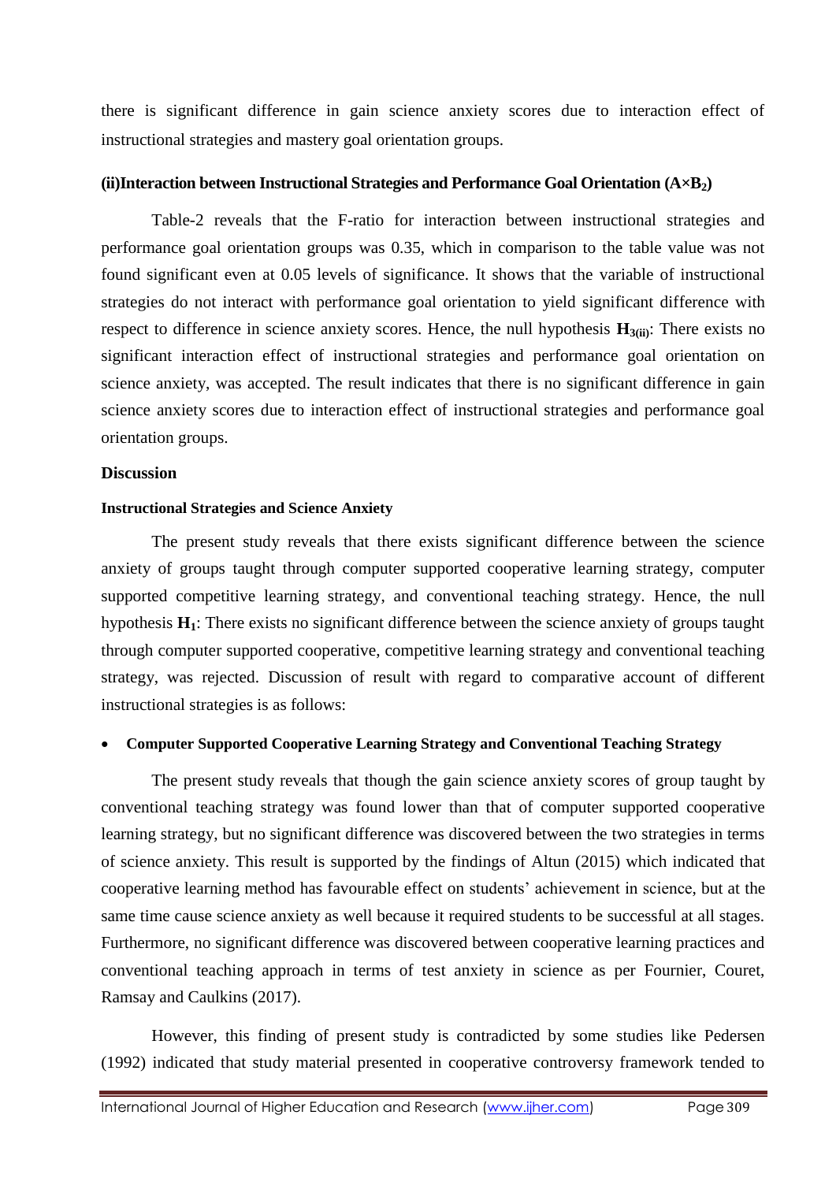there is significant difference in gain science anxiety scores due to interaction effect of instructional strategies and mastery goal orientation groups.

**(ii)Interaction between Instructional Strategies and Performance Goal Orientation ($A \times B_2$)**

Table-2 reveals that the F-ratio for interaction between instructional strategies and performance goal orientation groups was 0.35, which in comparison to the table value was not found significant even at 0.05 levels of significance. It shows that the variable of instructional strategies do not interact with performance goal orientation to yield significant difference with respect to difference in science anxiety scores. Hence, the null hypothesis $\mathbf{H_{3(ii)}}$: There exists no significant interaction effect of instructional strategies and performance goal orientation on science anxiety, was accepted. The result indicates that there is no significant difference in gain science anxiety scores due to interaction effect of instructional strategies and performance goal orientation groups.

## Discussion

### Instructional Strategies and Science Anxiety

The present study reveals that there exists significant difference between the science anxiety of groups taught through computer supported cooperative learning strategy, computer supported competitive learning strategy, and conventional teaching strategy. Hence, the null hypothesis $\mathbf{H_1}$: There exists no significant difference between the science anxiety of groups taught through computer supported cooperative, competitive learning strategy and conventional teaching strategy, was rejected. Discussion of result with regard to comparative account of different instructional strategies is as follows:

- **Computer Supported Cooperative Learning Strategy and Conventional Teaching Strategy**

The present study reveals that though the gain science anxiety scores of group taught by conventional teaching strategy was found lower than that of computer supported cooperative learning strategy, but no significant difference was discovered between the two strategies in terms of science anxiety. This result is supported by the findings of Altun (2015) which indicated that cooperative learning method has favourable effect on students' achievement in science, but at the same time cause science anxiety as well because it required students to be successful at all stages. Furthermore, no significant difference was discovered between cooperative learning practices and conventional teaching approach in terms of test anxiety in science as per Fournier, Couret, Ramsay and Caulkins (2017).

However, this finding of present study is contradicted by some studies like Pedersen (1992) indicated that study material presented in cooperative controversy framework tended to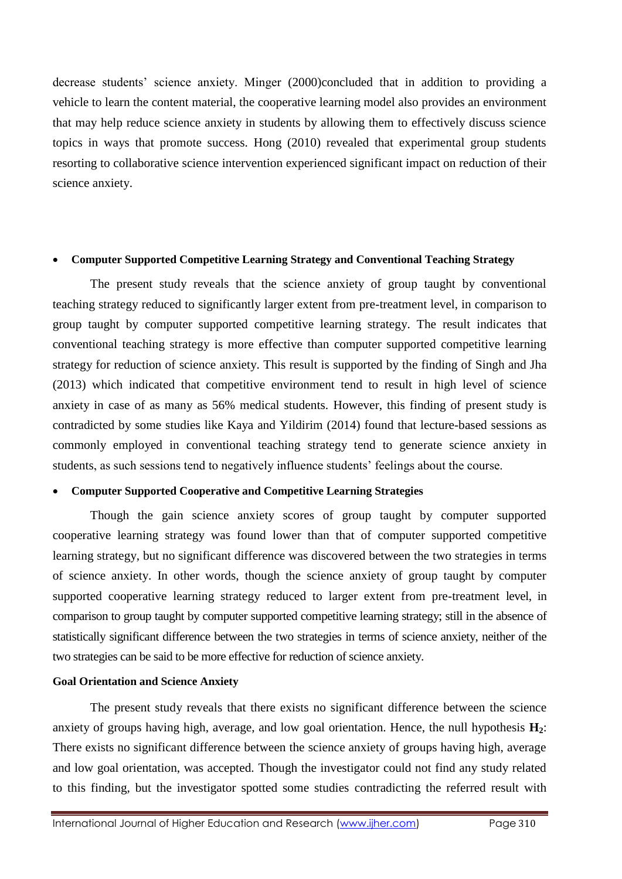decrease students' science anxiety. Minger (2000)concluded that in addition to providing a vehicle to learn the content material, the cooperative learning model also provides an environment that may help reduce science anxiety in students by allowing them to effectively discuss science topics in ways that promote success. Hong (2010) revealed that experimental group students resorting to collaborative science intervention experienced significant impact on reduction of their science anxiety.

- **Computer Supported Competitive Learning Strategy and Conventional Teaching Strategy**

The present study reveals that the science anxiety of group taught by conventional teaching strategy reduced to significantly larger extent from pre-treatment level, in comparison to group taught by computer supported competitive learning strategy. The result indicates that conventional teaching strategy is more effective than computer supported competitive learning strategy for reduction of science anxiety. This result is supported by the finding of Singh and Jha (2013) which indicated that competitive environment tend to result in high level of science anxiety in case of as many as 56% medical students. However, this finding of present study is contradicted by some studies like Kaya and Yildirim (2014) found that lecture-based sessions as commonly employed in conventional teaching strategy tend to generate science anxiety in students, as such sessions tend to negatively influence students' feelings about the course.

- **Computer Supported Cooperative and Competitive Learning Strategies**

Though the gain science anxiety scores of group taught by computer supported cooperative learning strategy was found lower than that of computer supported competitive learning strategy, but no significant difference was discovered between the two strategies in terms of science anxiety. In other words, though the science anxiety of group taught by computer supported cooperative learning strategy reduced to larger extent from pre-treatment level, in comparison to group taught by computer supported competitive learning strategy; still in the absence of statistically significant difference between the two strategies in terms of science anxiety, neither of the two strategies can be said to be more effective for reduction of science anxiety.

**Goal Orientation and Science Anxiety**

The present study reveals that there exists no significant difference between the science anxiety of groups having high, average, and low goal orientation. Hence, the null hypothesis $\mathbf{H_2}$: There exists no significant difference between the science anxiety of groups having high, average and low goal orientation, was accepted. Though the investigator could not find any study related to this finding, but the investigator spotted some studies contradicting the referred result with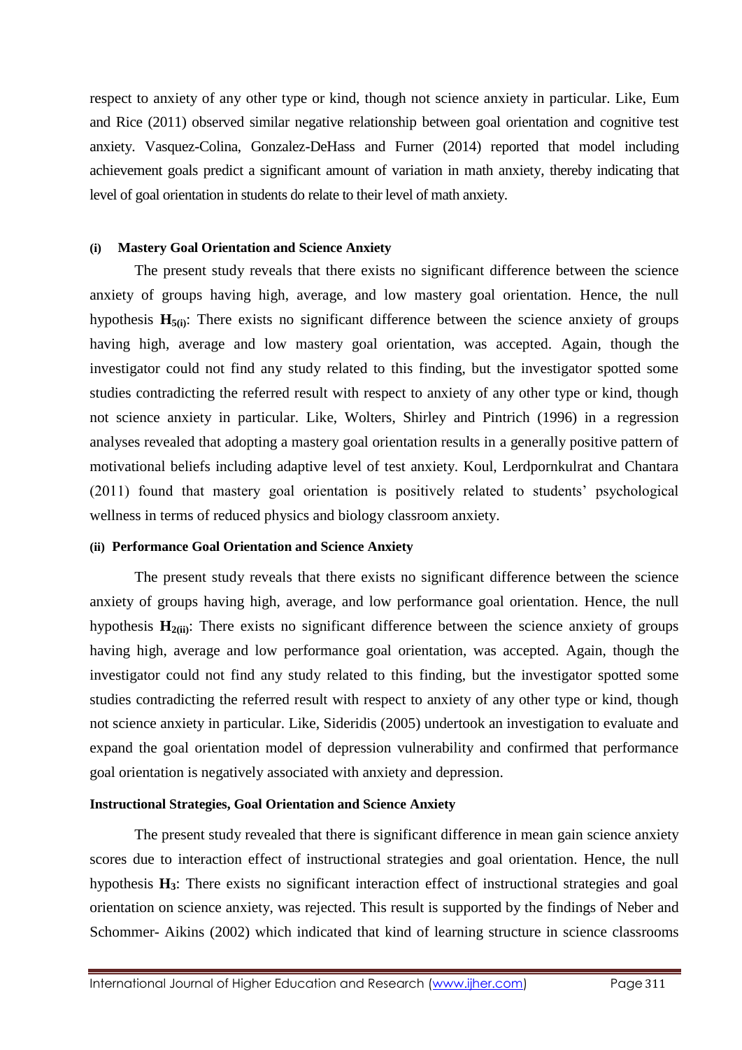respect to anxiety of any other type or kind, though not science anxiety in particular. Like, Eum and Rice (2011) observed similar negative relationship between goal orientation and cognitive test anxiety. Vasquez-Colina, Gonzalez-DeHass and Furner (2014) reported that model including achievement goals predict a significant amount of variation in math anxiety, thereby indicating that level of goal orientation in students do relate to their level of math anxiety.

#### (i) Mastery Goal Orientation and Science Anxiety

The present study reveals that there exists no significant difference between the science anxiety of groups having high, average, and low mastery goal orientation. Hence, the null hypothesis $\mathbf{H_{5(i)}}$: There exists no significant difference between the science anxiety of groups having high, average and low mastery goal orientation, was accepted. Again, though the investigator could not find any study related to this finding, but the investigator spotted some studies contradicting the referred result with respect to anxiety of any other type or kind, though not science anxiety in particular. Like, Wolters, Shirley and Pintrich (1996) in a regression analyses revealed that adopting a mastery goal orientation results in a generally positive pattern of motivational beliefs including adaptive level of test anxiety. Koul, Lerdpornkulrat and Chantara (2011) found that mastery goal orientation is positively related to students' psychological wellness in terms of reduced physics and biology classroom anxiety.

#### (ii) Performance Goal Orientation and Science Anxiety

The present study reveals that there exists no significant difference between the science anxiety of groups having high, average, and low performance goal orientation. Hence, the null hypothesis $\mathbf{H_{2(ii)}}$: There exists no significant difference between the science anxiety of groups having high, average and low performance goal orientation, was accepted. Again, though the investigator could not find any study related to this finding, but the investigator spotted some studies contradicting the referred result with respect to anxiety of any other type or kind, though not science anxiety in particular. Like, Sideridis (2005) undertook an investigation to evaluate and expand the goal orientation model of depression vulnerability and confirmed that performance goal orientation is negatively associated with anxiety and depression.

#### Instructional Strategies, Goal Orientation and Science Anxiety

The present study revealed that there is significant difference in mean gain science anxiety scores due to interaction effect of instructional strategies and goal orientation. Hence, the null hypothesis $\mathbf{H_3}$: There exists no significant interaction effect of instructional strategies and goal orientation on science anxiety, was rejected. This result is supported by the findings of Neber and Schommer- Aikins (2002) which indicated that kind of learning structure in science classrooms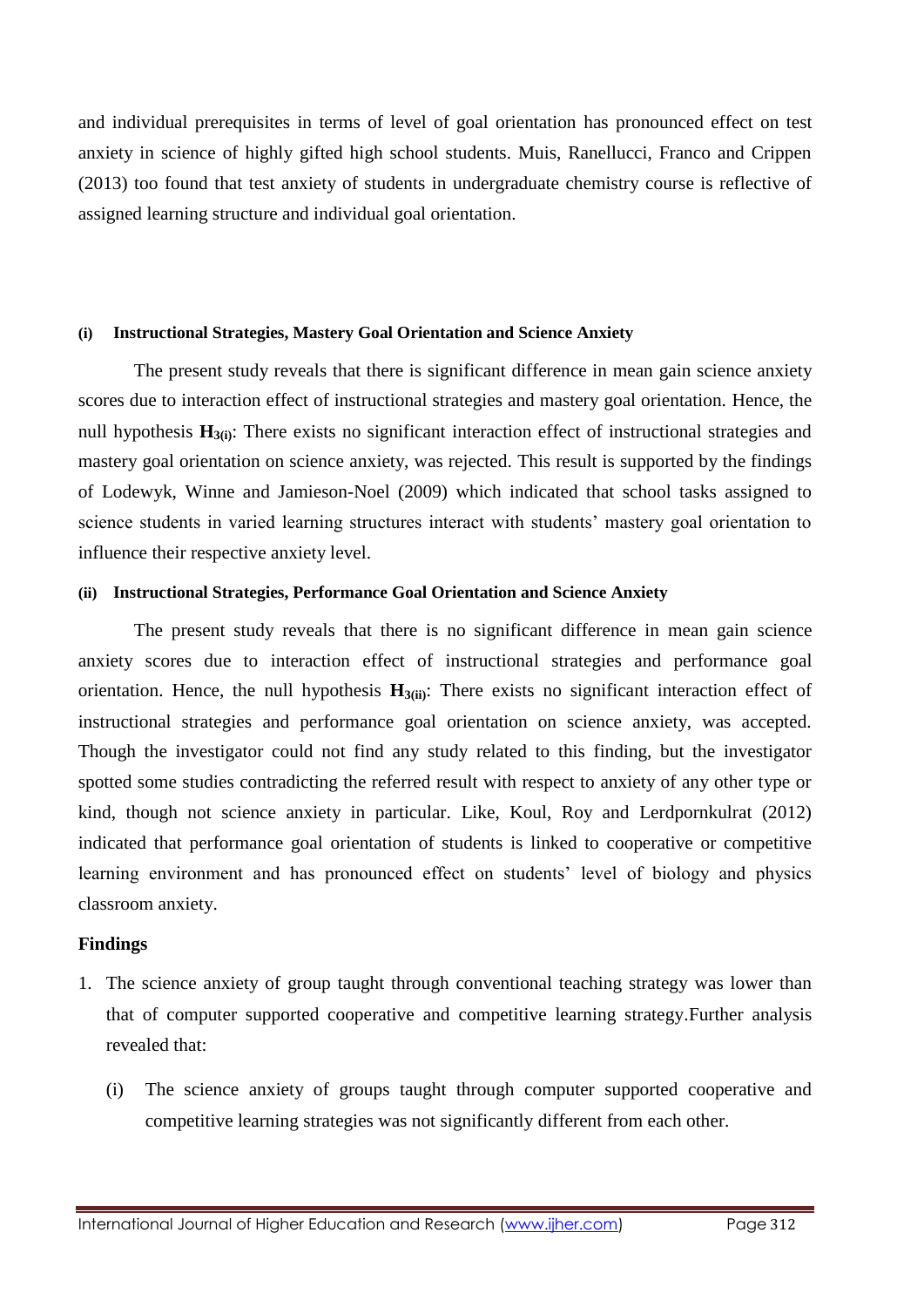and individual prerequisites in terms of level of goal orientation has pronounced effect on test anxiety in science of highly gifted high school students. Muis, Ranellucci, Franco and Crippen (2013) too found that test anxiety of students in undergraduate chemistry course is reflective of assigned learning structure and individual goal orientation.

#### (i) Instructional Strategies, Mastery Goal Orientation and Science Anxiety

The present study reveals that there is significant difference in mean gain science anxiety scores due to interaction effect of instructional strategies and mastery goal orientation. Hence, the null hypothesis **$H_{3(i)}$**: There exists no significant interaction effect of instructional strategies and mastery goal orientation on science anxiety, was rejected. This result is supported by the findings of Lodewyk, Winne and Jamieson-Noel (2009) which indicated that school tasks assigned to science students in varied learning structures interact with students' mastery goal orientation to influence their respective anxiety level.

#### (ii) Instructional Strategies, Performance Goal Orientation and Science Anxiety

The present study reveals that there is no significant difference in mean gain science anxiety scores due to interaction effect of instructional strategies and performance goal orientation. Hence, the null hypothesis **$H_{3(ii)}$**: There exists no significant interaction effect of instructional strategies and performance goal orientation on science anxiety, was accepted. Though the investigator could not find any study related to this finding, but the investigator spotted some studies contradicting the referred result with respect to anxiety of any other type or kind, though not science anxiety in particular. Like, Koul, Roy and Lerdpornkulrat (2012) indicated that performance goal orientation of students is linked to cooperative or competitive learning environment and has pronounced effect on students' level of biology and physics classroom anxiety.

### Findings

1. The science anxiety of group taught through conventional teaching strategy was lower than that of computer supported cooperative and competitive learning strategy.Further analysis revealed that:
   - (i) The science anxiety of groups taught through computer supported cooperative and competitive learning strategies was not significantly different from each other.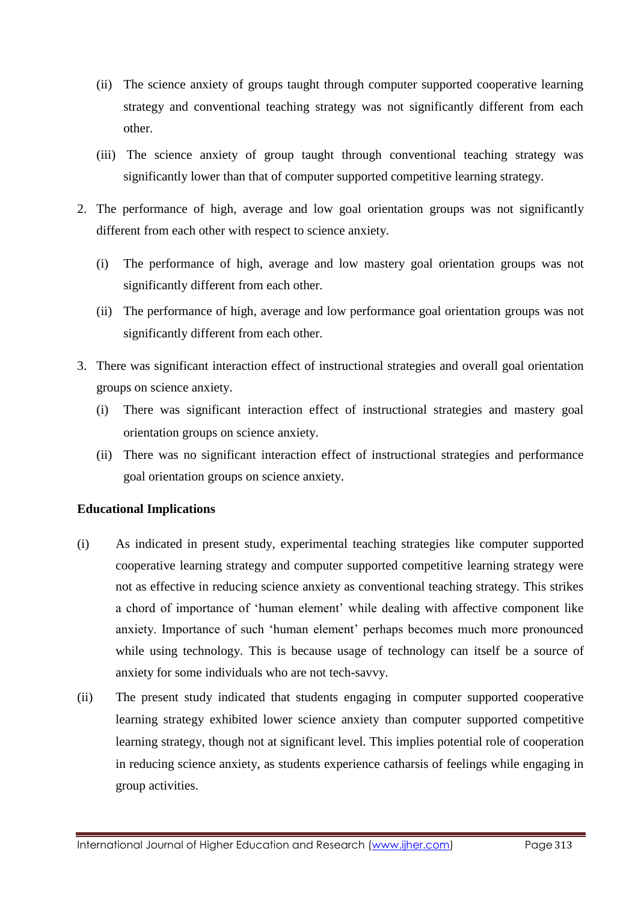(ii) The science anxiety of groups taught through computer supported cooperative learning strategy and conventional teaching strategy was not significantly different from each other.

(iii) The science anxiety of group taught through conventional teaching strategy was significantly lower than that of computer supported competitive learning strategy.

2. The performance of high, average and low goal orientation groups was not significantly different from each other with respect to science anxiety.

   (i) The performance of high, average and low mastery goal orientation groups was not significantly different from each other.

   (ii) The performance of high, average and low performance goal orientation groups was not significantly different from each other.

3. There was significant interaction effect of instructional strategies and overall goal orientation groups on science anxiety.

   (i) There was significant interaction effect of instructional strategies and mastery goal orientation groups on science anxiety.

   (ii) There was no significant interaction effect of instructional strategies and performance goal orientation groups on science anxiety.

**Educational Implications**

(i) As indicated in present study, experimental teaching strategies like computer supported cooperative learning strategy and computer supported competitive learning strategy were not as effective in reducing science anxiety as conventional teaching strategy. This strikes a chord of importance of 'human element' while dealing with affective component like anxiety. Importance of such 'human element' perhaps becomes much more pronounced while using technology. This is because usage of technology can itself be a source of anxiety for some individuals who are not tech-savvy.

(ii) The present study indicated that students engaging in computer supported cooperative learning strategy exhibited lower science anxiety than computer supported competitive learning strategy, though not at significant level. This implies potential role of cooperation in reducing science anxiety, as students experience catharsis of feelings while engaging in group activities.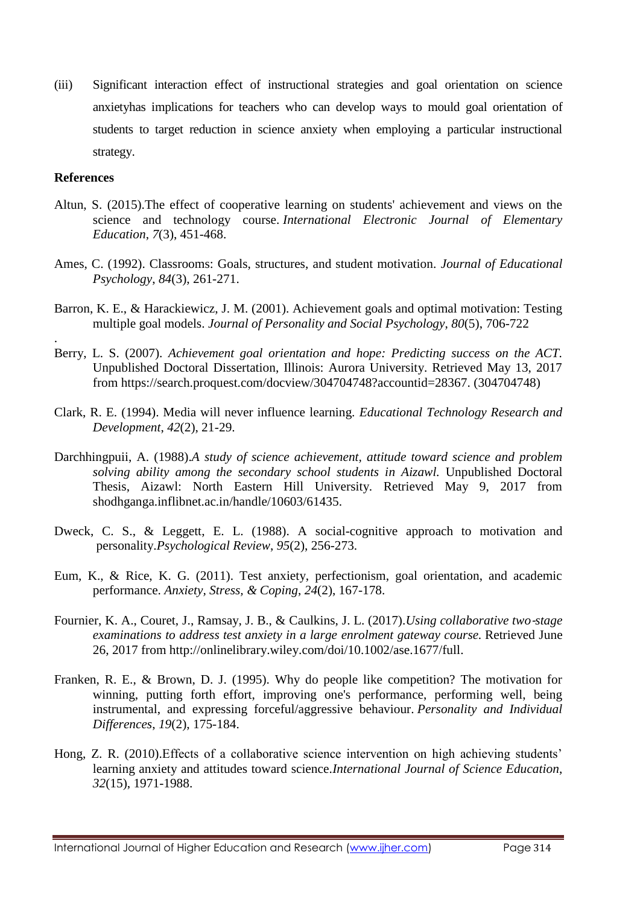(iii) Significant interaction effect of instructional strategies and goal orientation on science anxietyhas implications for teachers who can develop ways to mould goal orientation of students to target reduction in science anxiety when employing a particular instructional strategy.

**References**

Altun, S. (2015).The effect of cooperative learning on students' achievement and views on the science and technology course. *International Electronic Journal of Elementary Education*, *7*(3), 451-468.

Ames, C. (1992). Classrooms: Goals, structures, and student motivation. *Journal of Educational Psychology*, *84*(3), 261-271.

Barron, K. E., & Harackiewicz, J. M. (2001). Achievement goals and optimal motivation: Testing multiple goal models. *Journal of Personality and Social Psychology*, *80*(5), 706-722

.

Berry, L. S. (2007). *Achievement goal orientation and hope: Predicting success on the ACT.* Unpublished Doctoral Dissertation, Illinois: Aurora University. Retrieved May 13, 2017 from https://search.proquest.com/docview/304704748?accountid=28367. (304704748)

Clark, R. E. (1994). Media will never influence learning. *Educational Technology Research and Development*, *42*(2), 21-29.

Darchhingpuii, A. (1988).*A study of science achievement, attitude toward science and problem solving ability among the secondary school students in Aizawl.* Unpublished Doctoral Thesis, Aizawl: North Eastern Hill University. Retrieved May 9, 2017 from shodhganga.inflibnet.ac.in/handle/10603/61435.

Dweck, C. S., & Leggett, E. L. (1988). A social-cognitive approach to motivation and personality.*Psychological Review*, *95*(2), 256-273.

Eum, K., & Rice, K. G. (2011). Test anxiety, perfectionism, goal orientation, and academic performance. *Anxiety, Stress, & Coping*, *24*(2), 167-178.

Fournier, K. A., Couret, J., Ramsay, J. B., & Caulkins, J. L. (2017).*Using collaborative two‐stage examinations to address test anxiety in a large enrolment gateway course.* Retrieved June 26, 2017 from http://onlinelibrary.wiley.com/doi/10.1002/ase.1677/full.

Franken, R. E., & Brown, D. J. (1995). Why do people like competition? The motivation for winning, putting forth effort, improving one's performance, performing well, being instrumental, and expressing forceful/aggressive behaviour. *Personality and Individual Differences*, *19*(2), 175-184.

Hong, Z. R. (2010).Effects of a collaborative science intervention on high achieving students' learning anxiety and attitudes toward science.*International Journal of Science Education*, *32*(15), 1971-1988.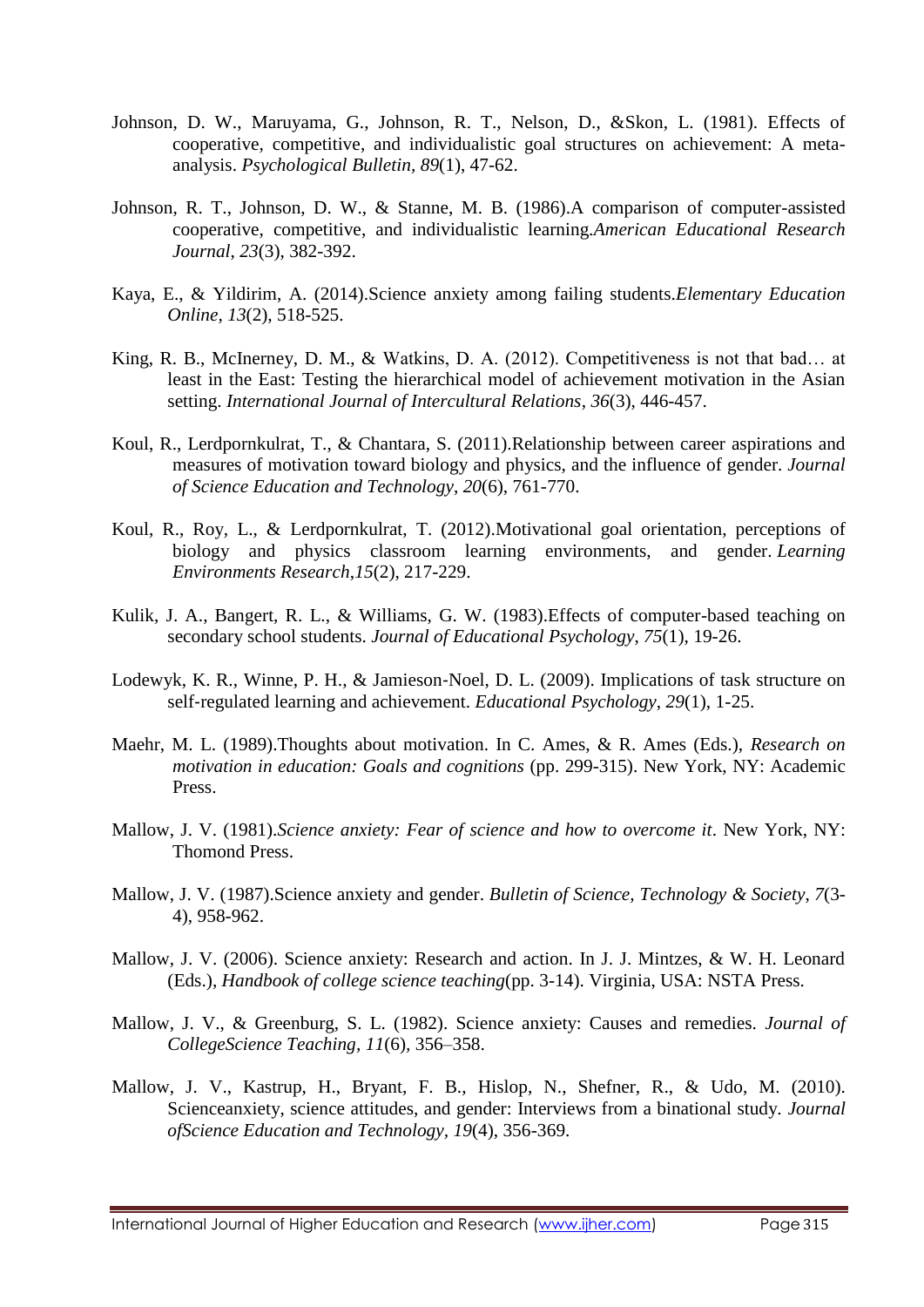Johnson, D. W., Maruyama, G., Johnson, R. T., Nelson, D., &Skon, L. (1981). Effects of cooperative, competitive, and individualistic goal structures on achievement: A meta-analysis. *Psychological Bulletin*, *89*(1), 47-62.

Johnson, R. T., Johnson, D. W., & Stanne, M. B. (1986).A comparison of computer-assisted cooperative, competitive, and individualistic learning.*American Educational Research Journal*, *23*(3), 382-392.

Kaya, E., & Yildirim, A. (2014).Science anxiety among failing students.*Elementary Education Online*, *13*(2), 518-525.

King, R. B., McInerney, D. M., & Watkins, D. A. (2012). Competitiveness is not that bad… at least in the East: Testing the hierarchical model of achievement motivation in the Asian setting. *International Journal of Intercultural Relations*, *36*(3), 446-457.

Koul, R., Lerdpornkulrat, T., & Chantara, S. (2011).Relationship between career aspirations and measures of motivation toward biology and physics, and the influence of gender. *Journal of Science Education and Technology*, *20*(6), 761-770.

Koul, R., Roy, L., & Lerdpornkulrat, T. (2012).Motivational goal orientation, perceptions of biology and physics classroom learning environments, and gender. *Learning Environments Research*,*15*(2), 217-229.

Kulik, J. A., Bangert, R. L., & Williams, G. W. (1983).Effects of computer-based teaching on secondary school students. *Journal of Educational Psychology*, *75*(1), 19-26.

Lodewyk, K. R., Winne, P. H., & Jamieson-Noel, D. L. (2009). Implications of task structure on self-regulated learning and achievement. *Educational Psychology*, *29*(1), 1-25.

Maehr, M. L. (1989).Thoughts about motivation. In C. Ames, & R. Ames (Eds.), *Research on motivation in education: Goals and cognitions* (pp. 299-315). New York, NY: Academic Press.

Mallow, J. V. (1981).*Science anxiety: Fear of science and how to overcome it*. New York, NY: Thomond Press.

Mallow, J. V. (1987).Science anxiety and gender. *Bulletin of Science, Technology & Society*, *7*(3-4), 958-962.

Mallow, J. V. (2006). Science anxiety: Research and action. In J. J. Mintzes, & W. H. Leonard (Eds.), *Handbook of college science teaching*(pp. 3-14). Virginia, USA: NSTA Press.

Mallow, J. V., & Greenburg, S. L. (1982). Science anxiety: Causes and remedies. *Journal of CollegeScience Teaching*, *11*(6), 356–358.

Mallow, J. V., Kastrup, H., Bryant, F. B., Hislop, N., Shefner, R., & Udo, M. (2010). Scienceanxiety, science attitudes, and gender: Interviews from a binational study. *Journal ofScience Education and Technology*, *19*(4), 356-369.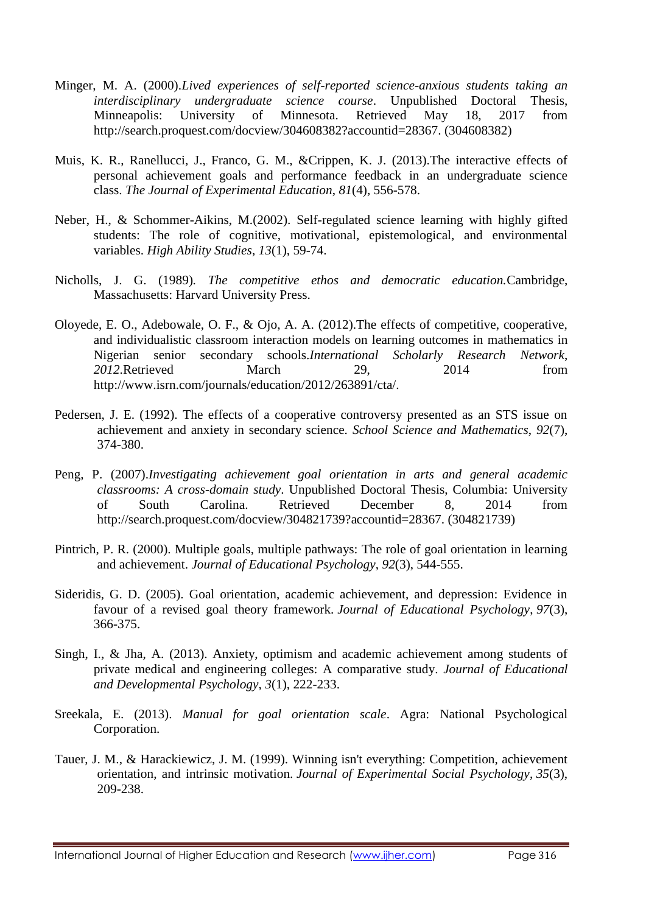Minger, M. A. (2000).*Lived experiences of self-reported science-anxious students taking an interdisciplinary undergraduate science course*. Unpublished Doctoral Thesis, Minneapolis: University of Minnesota. Retrieved May 18, 2017 from http://search.proquest.com/docview/304608382?accountid=28367. (304608382)

Muis, K. R., Ranellucci, J., Franco, G. M., &Crippen, K. J. (2013).The interactive effects of personal achievement goals and performance feedback in an undergraduate science class. *The Journal of Experimental Education*, *81*(4), 556-578.

Neber, H., & Schommer-Aikins, M.(2002). Self-regulated science learning with highly gifted students: The role of cognitive, motivational, epistemological, and environmental variables. *High Ability Studies*, *13*(1), 59-74.

Nicholls, J. G. (1989). *The competitive ethos and democratic education.*Cambridge, Massachusetts: Harvard University Press.

Oloyede, E. O., Adebowale, O. F., & Ojo, A. A. (2012).The effects of competitive, cooperative, and individualistic classroom interaction models on learning outcomes in mathematics in Nigerian senior secondary schools.*International Scholarly Research Network*, *2012*.Retrieved March 29, 2014 from http://www.isrn.com/journals/education/2012/263891/cta/.

Pedersen, J. E. (1992). The effects of a cooperative controversy presented as an STS issue on achievement and anxiety in secondary science. *School Science and Mathematics*, *92*(7), 374-380.

Peng, P. (2007).*Investigating achievement goal orientation in arts and general academic classrooms: A cross-domain study*. Unpublished Doctoral Thesis, Columbia: University of South Carolina. Retrieved December 8, 2014 from http://search.proquest.com/docview/304821739?accountid=28367. (304821739)

Pintrich, P. R. (2000). Multiple goals, multiple pathways: The role of goal orientation in learning and achievement. *Journal of Educational Psychology*, *92*(3), 544-555.

Sideridis, G. D. (2005). Goal orientation, academic achievement, and depression: Evidence in favour of a revised goal theory framework. *Journal of Educational Psychology*, *97*(3), 366-375.

Singh, I., & Jha, A. (2013). Anxiety, optimism and academic achievement among students of private medical and engineering colleges: A comparative study. *Journal of Educational and Developmental Psychology*, *3*(1), 222-233.

Sreekala, E. (2013). *Manual for goal orientation scale*. Agra: National Psychological Corporation.

Tauer, J. M., & Harackiewicz, J. M. (1999). Winning isn't everything: Competition, achievement orientation, and intrinsic motivation. *Journal of Experimental Social Psychology*, *35*(3), 209-238.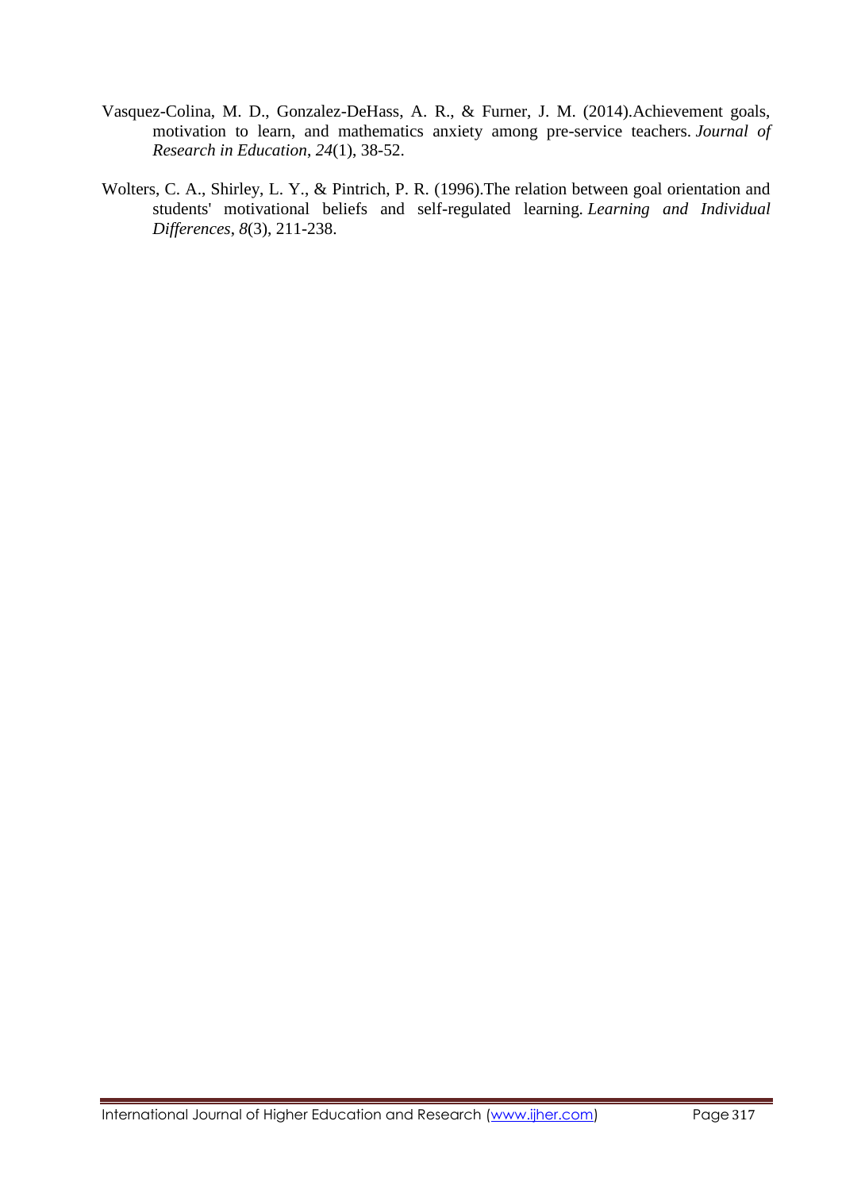Vasquez-Colina, M. D., Gonzalez-DeHass, A. R., & Furner, J. M. (2014).Achievement goals, motivation to learn, and mathematics anxiety among pre-service teachers. *Journal of Research in Education*, *24*(1), 38-52.

Wolters, C. A., Shirley, L. Y., & Pintrich, P. R. (1996).The relation between goal orientation and students' motivational beliefs and self-regulated learning. *Learning and Individual Differences*, *8*(3), 211-238.